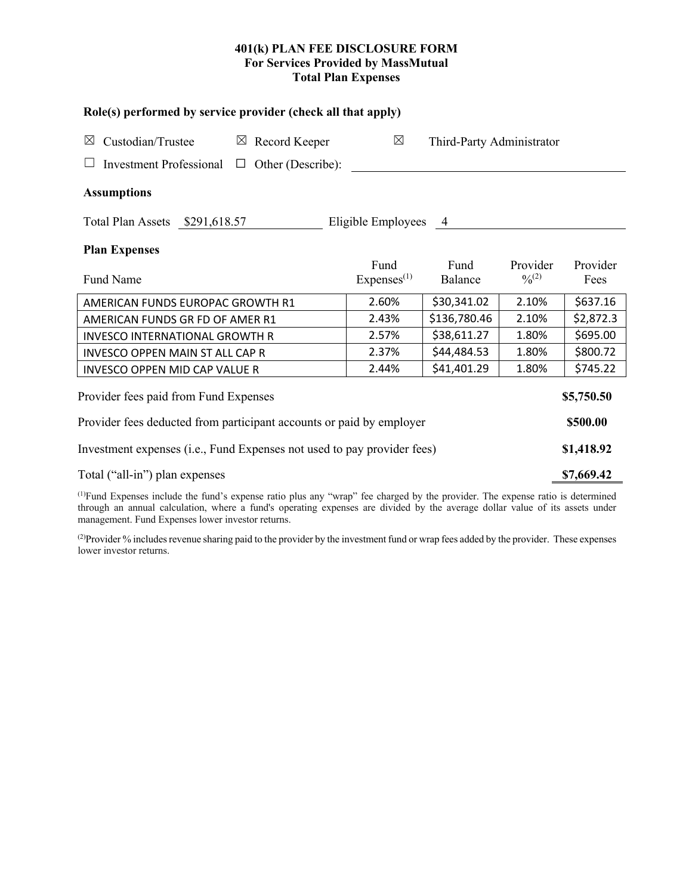# 401(k) PLAN FEE DISCLOSURE FORM
## For Services Provided by MassMutual
## Total Plan Expenses

**Role(s) performed by service provider (check all that apply)**

☒ Custodian/Trustee ☒ Record Keeper ☒ Third-Party Administrator

☐ Investment Professional ☐ Other (Describe): ______________________

**Assumptions**

Total Plan Assets $291,618.57 Eligible Employees 4

**Plan Expenses**

| Fund Name | Fund Expenses[(1)] | Fund Balance | Provider %[(2)] | Provider Fees |
|---|---|---|---|---|
| AMERICAN FUNDS EUROPAC GROWTH R1 | 2.60% | $30,341.02 | 2.10% | $637.16 |
| AMERICAN FUNDS GR FD OF AMER R1 | 2.43% | $136,780.46 | 2.10% | $2,872.3 |
| INVESCO INTERNATIONAL GROWTH R | 2.57% | $38,611.27 | 1.80% | $695.00 |
| INVESCO OPPEN MAIN ST ALL CAP R | 2.37% | $44,484.53 | 1.80% | $800.72 |
| INVESCO OPPEN MID CAP VALUE R | 2.44% | $41,401.29 | 1.80% | $745.22 |

| | |
|---|---|
| Provider fees paid from Fund Expenses | **$5,750.50** |
| Provider fees deducted from participant accounts or paid by employer | **$500.00** |
| Investment expenses (i.e., Fund Expenses not used to pay provider fees) | **$1,418.92** |
| Total ("all-in") plan expenses | **$7,669.42** |

[(1)]Fund Expenses include the fund's expense ratio plus any "wrap" fee charged by the provider. The expense ratio is determined through an annual calculation, where a fund's operating expenses are divided by the average dollar value of its assets under management. Fund Expenses lower investor returns.

[(2)]Provider % includes revenue sharing paid to the provider by the investment fund or wrap fees added by the provider. These expenses lower investor returns.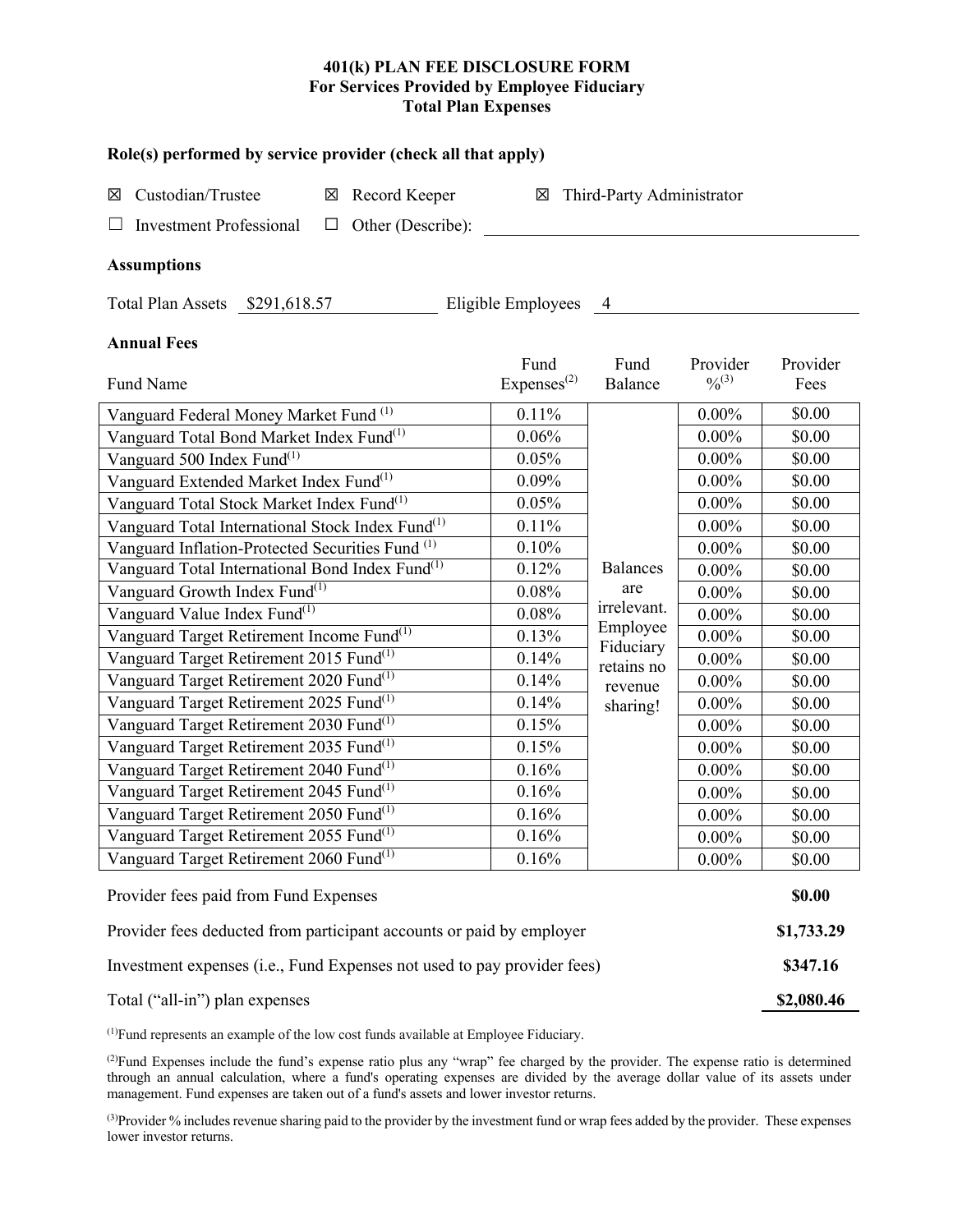**401(k) PLAN FEE DISCLOSURE FORM**
**For Services Provided by Employee Fiduciary**
**Total Plan Expenses**

### Role(s) performed by service provider (check all that apply)

☒ Custodian/Trustee ☒ Record Keeper ☒ Third-Party Administrator

☐ Investment Professional ☐ Other (Describe): ____________________

### Assumptions

Total Plan Assets $291,618.57 Eligible Employees 4

### Annual Fees

| Fund Name | Fund Expenses[2] | Fund Balance | Provider %[3] | Provider Fees |
|---|---|---|---|---|
| Vanguard Federal Money Market Fund [1] | 0.11% | Balances are irrelevant. Employee Fiduciary retains no revenue sharing! | 0.00% | $0.00 |
| Vanguard Total Bond Market Index Fund[1] | 0.06% | | 0.00% | $0.00 |
| Vanguard 500 Index Fund[1] | 0.05% | | 0.00% | $0.00 |
| Vanguard Extended Market Index Fund[1] | 0.09% | | 0.00% | $0.00 |
| Vanguard Total Stock Market Index Fund[1] | 0.05% | | 0.00% | $0.00 |
| Vanguard Total International Stock Index Fund[1] | 0.11% | | 0.00% | $0.00 |
| Vanguard Inflation-Protected Securities Fund [1] | 0.10% | | 0.00% | $0.00 |
| Vanguard Total International Bond Index Fund[1] | 0.12% | | 0.00% | $0.00 |
| Vanguard Growth Index Fund[1] | 0.08% | | 0.00% | $0.00 |
| Vanguard Value Index Fund[1] | 0.08% | | 0.00% | $0.00 |
| Vanguard Target Retirement Income Fund[1] | 0.13% | | 0.00% | $0.00 |
| Vanguard Target Retirement 2015 Fund[1] | 0.14% | | 0.00% | $0.00 |
| Vanguard Target Retirement 2020 Fund[1] | 0.14% | | 0.00% | $0.00 |
| Vanguard Target Retirement 2025 Fund[1] | 0.14% | | 0.00% | $0.00 |
| Vanguard Target Retirement 2030 Fund[1] | 0.15% | | 0.00% | $0.00 |
| Vanguard Target Retirement 2035 Fund[1] | 0.15% | | 0.00% | $0.00 |
| Vanguard Target Retirement 2040 Fund[1] | 0.16% | | 0.00% | $0.00 |
| Vanguard Target Retirement 2045 Fund[1] | 0.16% | | 0.00% | $0.00 |
| Vanguard Target Retirement 2050 Fund[1] | 0.16% | | 0.00% | $0.00 |
| Vanguard Target Retirement 2055 Fund[1] | 0.16% | | 0.00% | $0.00 |
| Vanguard Target Retirement 2060 Fund[1] | 0.16% | | 0.00% | $0.00 |

| | |
|---|---|
| Provider fees paid from Fund Expenses | **$0.00** |
| Provider fees deducted from participant accounts or paid by employer | **$1,733.29** |
| Investment expenses (i.e., Fund Expenses not used to pay provider fees) | **$347.16** |
| Total ("all-in") plan expenses | **$2,080.46** |

[1]Fund represents an example of the low cost funds available at Employee Fiduciary.

[2]Fund Expenses include the fund's expense ratio plus any "wrap" fee charged by the provider. The expense ratio is determined through an annual calculation, where a fund's operating expenses are divided by the average dollar value of its assets under management. Fund expenses are taken out of a fund's assets and lower investor returns.

[3]Provider % includes revenue sharing paid to the provider by the investment fund or wrap fees added by the provider. These expenses lower investor returns.